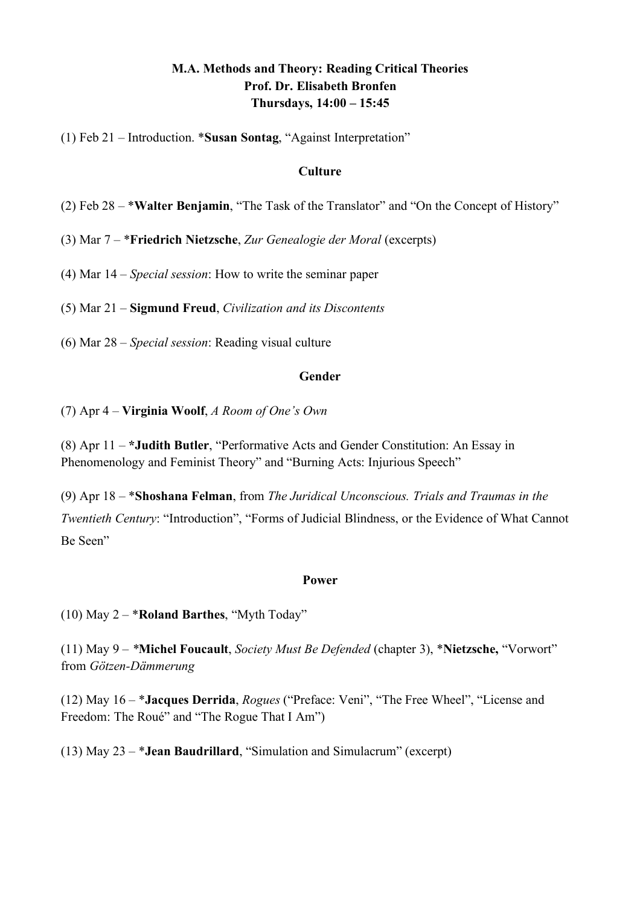**M.A. Methods and Theory: Reading Critical Theories**
**Prof. Dr. Elisabeth Bronfen**
**Thursdays, 14:00 – 15:45**

(1) Feb 21 – Introduction. ***Susan Sontag**, "Against Interpretation"

## Culture

(2) Feb 28 – ***Walter Benjamin**, "The Task of the Translator" and "On the Concept of History"

(3) Mar 7 – ***Friedrich Nietzsche**, *Zur Genealogie der Moral* (excerpts)

(4) Mar 14 – *Special session*: How to write the seminar paper

(5) Mar 21 – **Sigmund Freud**, *Civilization and its Discontents*

(6) Mar 28 – *Special session*: Reading visual culture

## Gender

(7) Apr 4 – **Virginia Woolf**, *A Room of One's Own*

(8) Apr 11 – ***Judith Butler**, "Performative Acts and Gender Constitution: An Essay in Phenomenology and Feminist Theory" and "Burning Acts: Injurious Speech"

(9) Apr 18 – ***Shoshana Felman**, from *The Juridical Unconscious. Trials and Traumas in the Twentieth Century*: "Introduction", "Forms of Judicial Blindness, or the Evidence of What Cannot Be Seen"

## Power

(10) May 2 – ***Roland Barthes**, "Myth Today"

(11) May 9 – ***Michel Foucault**, *Society Must Be Defended* (chapter 3), ***Nietzsche,** "Vorwort" from *Götzen-Dämmerung*

(12) May 16 – ***Jacques Derrida**, *Rogues* ("Preface: Veni", "The Free Wheel", "License and Freedom: The Roué" and "The Rogue That I Am")

(13) May 23 – ***Jean Baudrillard**, "Simulation and Simulacrum" (excerpt)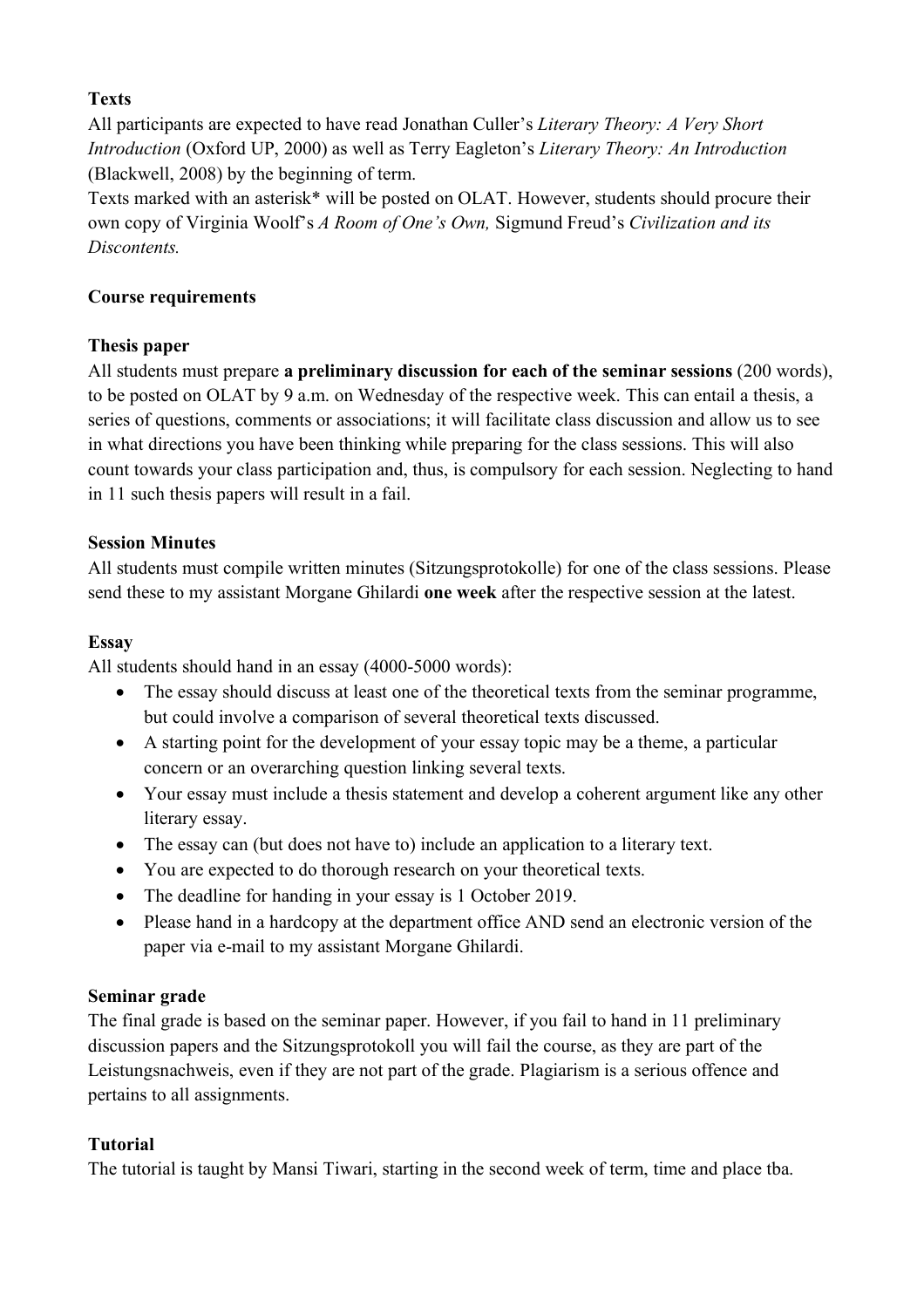**Texts**

All participants are expected to have read Jonathan Culler's *Literary Theory: A Very Short Introduction* (Oxford UP, 2000) as well as Terry Eagleton's *Literary Theory: An Introduction* (Blackwell, 2008) by the beginning of term.

Texts marked with an asterisk* will be posted on OLAT. However, students should procure their own copy of Virginia Woolf's *A Room of One's Own,* Sigmund Freud's *Civilization and its Discontents.*

**Course requirements**

**Thesis paper**

All students must prepare **a preliminary discussion for each of the seminar sessions** (200 words), to be posted on OLAT by 9 a.m. on Wednesday of the respective week. This can entail a thesis, a series of questions, comments or associations; it will facilitate class discussion and allow us to see in what directions you have been thinking while preparing for the class sessions. This will also count towards your class participation and, thus, is compulsory for each session. Neglecting to hand in 11 such thesis papers will result in a fail.

**Session Minutes**

All students must compile written minutes (Sitzungsprotokolle) for one of the class sessions. Please send these to my assistant Morgane Ghilardi **one week** after the respective session at the latest.

**Essay**

All students should hand in an essay (4000-5000 words):

- The essay should discuss at least one of the theoretical texts from the seminar programme, but could involve a comparison of several theoretical texts discussed.
- A starting point for the development of your essay topic may be a theme, a particular concern or an overarching question linking several texts.
- Your essay must include a thesis statement and develop a coherent argument like any other literary essay.
- The essay can (but does not have to) include an application to a literary text.
- You are expected to do thorough research on your theoretical texts.
- The deadline for handing in your essay is 1 October 2019.
- Please hand in a hardcopy at the department office AND send an electronic version of the paper via e-mail to my assistant Morgane Ghilardi.

**Seminar grade**

The final grade is based on the seminar paper. However, if you fail to hand in 11 preliminary discussion papers and the Sitzungsprotokoll you will fail the course, as they are part of the Leistungsnachweis, even if they are not part of the grade. Plagiarism is a serious offence and pertains to all assignments.

**Tutorial**

The tutorial is taught by Mansi Tiwari, starting in the second week of term, time and place tba.